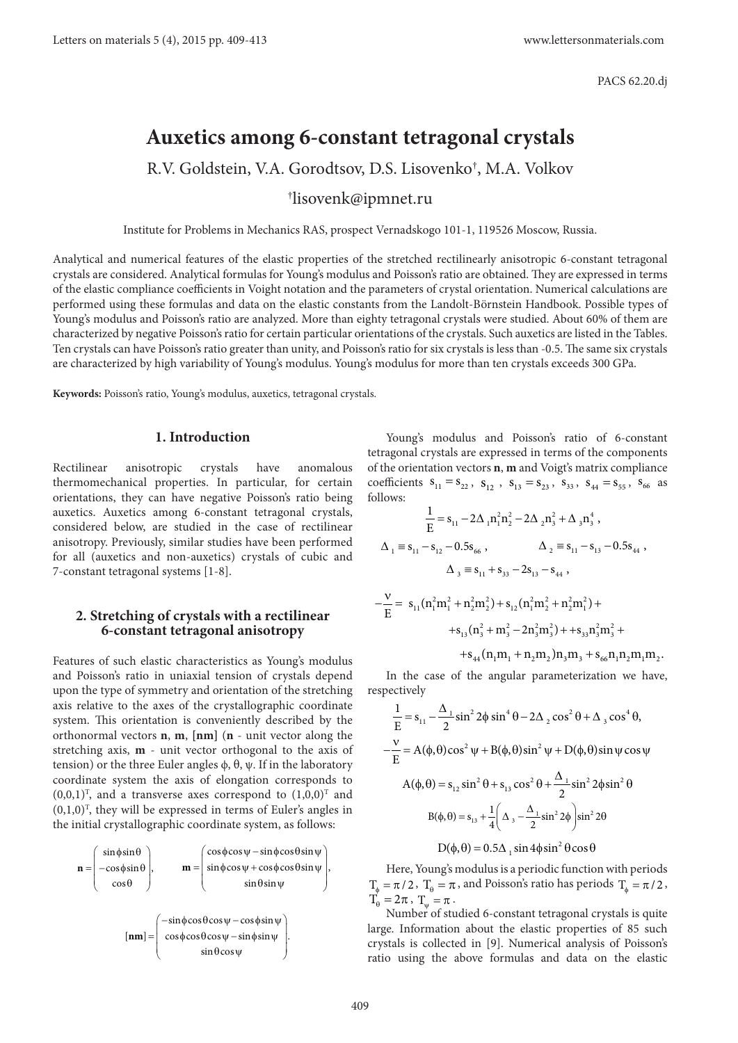PACS 62.20.dj

# Auxetics among 6-constant tetragonal crystals

R.V. Goldstein, V.A. Gorodtsov, D.S. Lisovenko[†], M.A. Volkov

[†]lisovenk@ipmnet.ru

Institute for Problems in Mechanics RAS, prospect Vernadskogo 101-1, 119526 Moscow, Russia.

Analytical and numerical features of the elastic properties of the stretched rectilinearly anisotropic 6-constant tetragonal crystals are considered. Analytical formulas for Young's modulus and Poisson's ratio are obtained. They are expressed in terms of the elastic compliance coefficients in Voight notation and the parameters of crystal orientation. Numerical calculations are performed using these formulas and data on the elastic constants from the Landolt-Börnstein Handbook. Possible types of Young's modulus and Poisson's ratio are analyzed. More than eighty tetragonal crystals were studied. About 60% of them are characterized by negative Poisson's ratio for certain particular orientations of the crystals. Such auxetics are listed in the Tables. Ten crystals can have Poisson's ratio greater than unity, and Poisson's ratio for six crystals is less than -0.5. The same six crystals are characterized by high variability of Young's modulus. Young's modulus for more than ten crystals exceeds 300 GPa.

**Keywords:** Poisson's ratio, Young's modulus, auxetics, tetragonal crystals.

## 1. Introduction

Rectilinear anisotropic crystals have anomalous thermomechanical properties. In particular, for certain orientations, they can have negative Poisson's ratio being auxetics. Auxetics among 6-constant tetragonal crystals, considered below, are studied in the case of rectilinear anisotropy. Previously, similar studies have been performed for all (auxetics and non-auxetics) crystals of cubic and 7-constant tetragonal systems [1-8].

## 2. Stretching of crystals with a rectilinear 6-constant tetragonal anisotropy

Features of such elastic characteristics as Young's modulus and Poisson's ratio in uniaxial tension of crystals depend upon the type of symmetry and orientation of the stretching axis relative to the axes of the crystallographic coordinate system. This orientation is conveniently described by the orthonormal vectors **n**, **m**, [**nm**] (**n** - unit vector along the stretching axis, **m** - unit vector orthogonal to the axis of tension) or the three Euler angles φ, θ, ψ. If in the laboratory coordinate system the axis of elongation corresponds to $(0,0,1)^T$, and a transverse axes correspond to $(1,0,0)^T$ and $(0,1,0)^T$, they will be expressed in terms of Euler's angles in the initial crystallographic coordinate system, as follows:

$$\mathbf{n} = \begin{pmatrix} \sin\phi\sin\theta \\ -\cos\phi\sin\theta \\ \cos\theta \end{pmatrix}, \qquad \mathbf{m} = \begin{pmatrix} \cos\phi\cos\psi - \sin\phi\cos\theta\sin\psi \\ \sin\phi\cos\psi + \cos\phi\cos\theta\sin\psi \\ \sin\theta\sin\psi \end{pmatrix},$$

$$[\mathbf{nm}] = \begin{pmatrix} -\sin\phi\cos\theta\cos\psi - \cos\phi\sin\psi \\ \cos\phi\cos\theta\cos\psi - \sin\phi\sin\psi \\ \sin\theta\cos\psi \end{pmatrix}.$$

Young's modulus and Poisson's ratio of 6-constant tetragonal crystals are expressed in terms of the components of the orientation vectors **n**, **m** and Voigt's matrix compliance coefficients $s_{11} = s_{22}$, $s_{12}$, $s_{13} = s_{23}$, $s_{33}$, $s_{44} = s_{55}$, $s_{66}$ as follows:

$$\frac{1}{E} = s_{11} - 2\Delta_1 n_1^2 n_2^2 - 2\Delta_2 n_3^2 + \Delta_3 n_3^4,$$

$$\Delta_1 \equiv s_{11} - s_{12} - 0.5 s_{66}, \qquad \Delta_2 \equiv s_{11} - s_{13} - 0.5 s_{44},$$

$$\Delta_3 \equiv s_{11} + s_{33} - 2 s_{13} - s_{44},$$

$$-\frac{\nu}{E} = s_{11}(n_1^2 m_1^2 + n_2^2 m_2^2) + s_{12}(n_1^2 m_2^2 + n_2^2 m_1^2) + s_{13}(n_3^2 + m_3^2 - 2n_3^2 m_3^2) + s_{33} n_3^2 m_3^2 + s_{44}(n_1 m_1 + n_2 m_2) n_3 m_3 + s_{66} n_1 n_2 m_1 m_2.$$

In the case of the angular parameterization we have, respectively

$$\frac{1}{E} = s_{11} - \frac{\Delta_1}{2}\sin^2 2\phi \sin^4\theta - 2\Delta_2 \cos^2\theta + \Delta_3 \cos^4\theta,$$

$$-\frac{\nu}{E} = A(\phi,\theta)\cos^2\psi + B(\phi,\theta)\sin^2\psi + D(\phi,\theta)\sin\psi\cos\psi$$

$$A(\phi,\theta) = s_{12}\sin^2\theta + s_{13}\cos^2\theta + \frac{\Delta_1}{2}\sin^2 2\phi \sin^2\theta$$

$$B(\phi,\theta) = s_{13} + \frac{1}{4}\left(\Delta_3 - \frac{\Delta_1}{2}\sin^2 2\phi\right)\sin^2 2\theta$$

$$D(\phi,\theta) = 0.5\Delta_1 \sin 4\phi \sin^2\theta \cos\theta$$

Here, Young's modulus is a periodic function with periods $T_\phi = \pi/2$, $T_\theta = \pi$, and Poisson's ratio has periods $T_\phi = \pi/2$, $T_\theta = 2\pi$, $T_\psi = \pi$.

Number of studied 6-constant tetragonal crystals is quite large. Information about the elastic properties of 85 such crystals is collected in [9]. Numerical analysis of Poisson's ratio using the above formulas and data on the elastic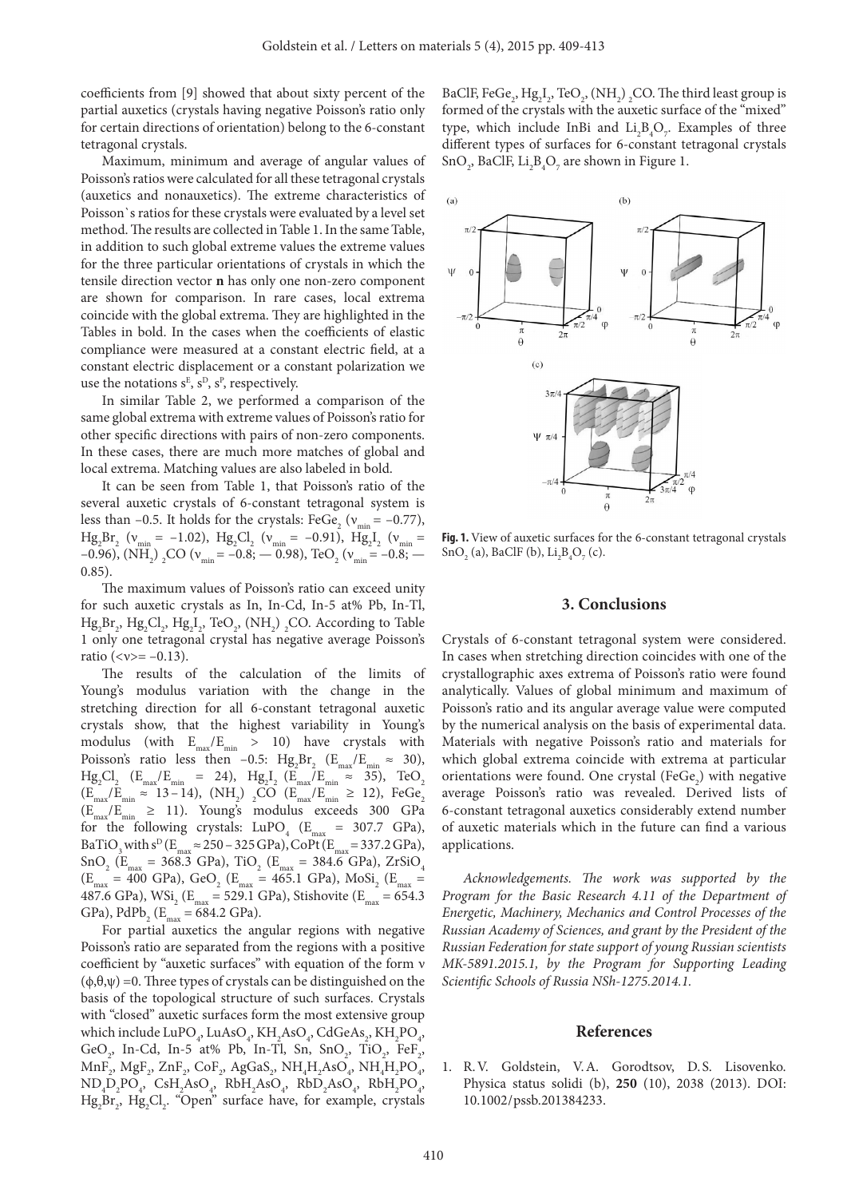coefficients from [9] showed that about sixty percent of the partial auxetics (crystals having negative Poisson's ratio only for certain directions of orientation) belong to the 6-constant tetragonal crystals.

Maximum, minimum and average of angular values of Poisson's ratios were calculated for all these tetragonal crystals (auxetics and nonauxetics). The extreme characteristics of Poisson`s ratios for these crystals were evaluated by a level set method. The results are collected in Table 1. In the same Table, in addition to such global extreme values the extreme values for the three particular orientations of crystals in which the tensile direction vector **n** has only one non-zero component are shown for comparison. In rare cases, local extrema coincide with the global extrema. They are highlighted in the Tables in bold. In the cases when the coefficients of elastic compliance were measured at a constant electric field, at a constant electric displacement or a constant polarization we use the notations $s^E$, $s^D$, $s^P$, respectively.

In similar Table 2, we performed a comparison of the same global extrema with extreme values of Poisson's ratio for other specific directions with pairs of non-zero components. In these cases, there are much more matches of global and local extrema. Matching values are also labeled in bold.

It can be seen from Table 1, that Poisson's ratio of the several auxetic crystals of 6-constant tetragonal system is less than –0.5. It holds for the crystals: $FeGe_2$ ($\nu_{min}$ = –0.77), $Hg_2Br_2$ ($\nu_{min}$ = –1.02), $Hg_2Cl_2$ ($\nu_{min}$ = –0.91), $Hg_2I_2$ ($\nu_{min}$ = –0.96), $(NH_2)_2CO$ ($\nu_{min}$ = –0.8; — 0.98), $TeO_2$ ($\nu_{min}$ = –0.8; — 0.85).

The maximum values of Poisson's ratio can exceed unity for such auxetic crystals as In, In-Cd, In-5 at% Pb, In-Tl, $Hg_2Br_2$, $Hg_2Cl_2$, $Hg_2I_2$, $TeO_2$, $(NH_2)_2CO$. According to Table 1 only one tetragonal crystal has negative average Poisson's ratio ($\langle\nu\rangle$= –0.13).

The results of the calculation of the limits of Young's modulus variation with the change in the stretching direction for all 6-constant tetragonal auxetic crystals show, that the highest variability in Young's modulus (with $E_{max}/E_{min}$ > 10) have crystals with Poisson's ratio less then –0.5: $Hg_2Br_2$ ($E_{max}/E_{min}$ ≈ 30), $Hg_2Cl_2$ ($E_{max}/E_{min}$ = 24), $Hg_2I_2$ ($E_{max}/E_{min}$ ≈ 35), $TeO_2$ ($E_{max}/E_{min}$ ≈ 13–14), $(NH_2)_2CO$ ($E_{max}/E_{min}$ ≥ 12), $FeGe_2$ ($E_{max}/E_{min}$ ≥ 11). Young's modulus exceeds 300 GPa for the following crystals: $LuPO_4$ ($E_{max}$ = 307.7 GPa), $BaTiO_3$ with $s^D$ ($E_{max}$ ≈ 250–325 GPa), CoPt ($E_{max}$ = 337.2 GPa), $SnO_2$ ($E_{max}$ = 368.3 GPa), $TiO_2$ ($E_{max}$ = 384.6 GPa), $ZrSiO_4$ ($E_{max}$ = 400 GPa), $GeO_2$ ($E_{max}$ = 465.1 GPa), $MoSi_2$ ($E_{max}$ = 487.6 GPa), $WSi_2$ ($E_{max}$ = 529.1 GPa), Stishovite ($E_{max}$ = 654.3 GPa), $PdPb_2$ ($E_{max}$ = 684.2 GPa).

For partial auxetics the angular regions with negative Poisson's ratio are separated from the regions with a positive coefficient by "auxetic surfaces" with equation of the form $\nu(\phi,\theta,\psi) = 0$. Three types of crystals can be distinguished on the basis of the topological structure of such surfaces. Crystals with "closed" auxetic surfaces form the most extensive group which include $LuPO_4$, $LuAsO_4$, $KH_2AsO_4$, $CdGeAs_2$, $KH_2PO_4$, $GeO_2$, In-Cd, In-5 at% Pb, In-Tl, Sn, $SnO_2$, $TiO_2$, $FeF_2$, $MnF_2$, $MgF_2$, $ZnF_2$, $CoF_2$, $AgGaS_2$, $NH_4H_2AsO_4$, $NH_4H_2PO_4$, $ND_4D_2PO_4$, $CsH_2AsO_4$, $RbH_2AsO_4$, $RbD_2AsO_4$, $RbH_2PO_4$, $Hg_2Br_2$, $Hg_2Cl_2$. "Open" surface have, for example, crystals BaClF, $FeGe_2$, $Hg_2I_2$, $TeO_2$, $(NH_2)_2CO$. The third least group is formed of the crystals with the auxetic surface of the "mixed" type, which include InBi and $Li_2B_4O_7$. Examples of three different types of surfaces for 6-constant tetragonal crystals $SnO_2$, BaClF, $Li_2B_4O_7$ are shown in Figure 1.

**Fig. 1.** View of auxetic surfaces for the 6-constant tetragonal crystals $SnO_2$ (a), BaClF (b), $Li_2B_4O_7$ (c).

## 3. Conclusions

Crystals of 6-constant tetragonal system were considered. In cases when stretching direction coincides with one of the crystallographic axes extrema of Poisson's ratio were found analytically. Values of global minimum and maximum of Poisson's ratio and its angular average value were computed by the numerical analysis on the basis of experimental data. Materials with negative Poisson's ratio and materials for which global extrema coincide with extrema at particular orientations were found. One crystal ($FeGe_2$) with negative average Poisson's ratio was revealed. Derived lists of 6-constant tetragonal auxetics considerably extend number of auxetic materials which in the future can find a various applications.

*Acknowledgements. The work was supported by the Program for the Basic Research 4.11 of the Department of Energetic, Machinery, Mechanics and Control Processes of the Russian Academy of Sciences, and grant by the President of the Russian Federation for state support of young Russian scientists MK-5891.2015.1, by the Program for Supporting Leading Scientific Schools of Russia NSh-1275.2014.1.*

## References

1. R.V. Goldstein, V.A. Gorodtsov, D.S. Lisovenko. Physica status solidi (b), **250** (10), 2038 (2013). DOI: 10.1002/pssb.201384233.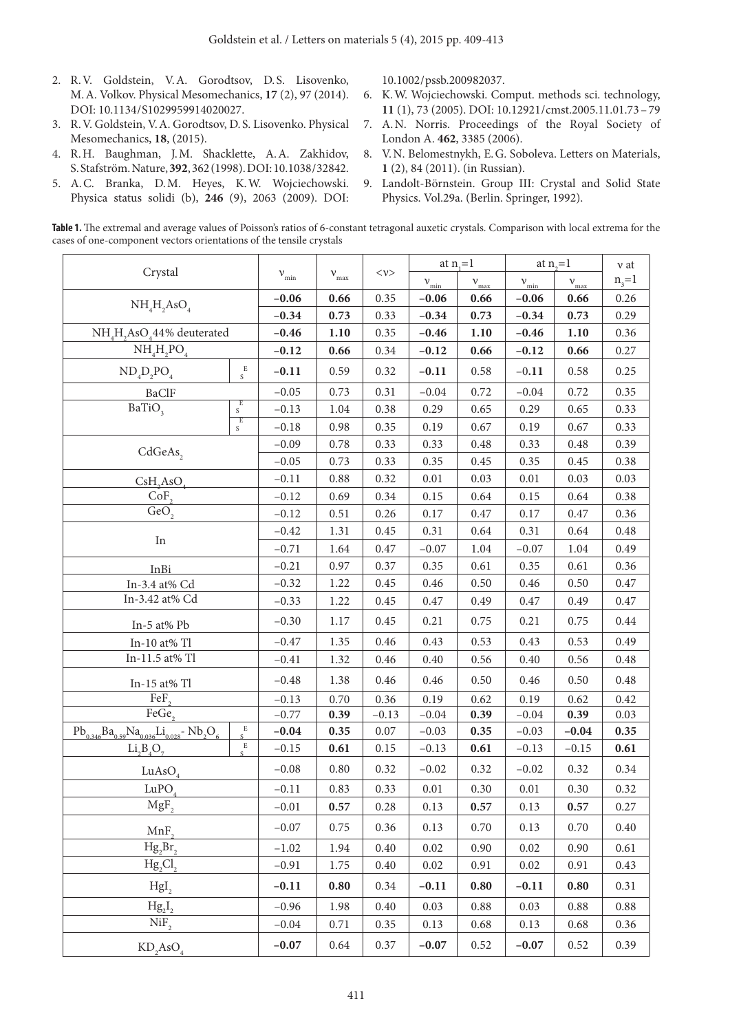2. R.V. Goldstein, V.A. Gorodtsov, D.S. Lisovenko, M.A. Volkov. Physical Mesomechanics, **17** (2), 97 (2014). DOI: 10.1134/S1029959914020027.
3. R.V. Goldstein, V.A. Gorodtsov, D.S. Lisovenko. Physical Mesomechanics, **18**, (2015).
4. R.H. Baughman, J.M. Shacklette, A.A. Zakhidov, S.Stafström. Nature, **392**, 362 (1998). DOI: 10.1038/32842.
5. A.C. Branka, D.M. Heyes, K.W. Wojciechowski. Physica status solidi (b), **246** (9), 2063 (2009). DOI: 10.1002/pssb.200982037.
6. K.W. Wojciechowski. Comput. methods sci. technology, **11** (1), 73 (2005). DOI: 10.12921/cmst.2005.11.01.73 – 79
7. A.N. Norris. Proceedings of the Royal Society of London A. **462**, 3385 (2006).
8. V.N. Belomestnykh, E.G. Soboleva. Letters on Materials, **1** (2), 84 (2011). (in Russian).
9. Landolt-Börnstein. Group III: Crystal and Solid State Physics. Vol.29a. (Berlin. Springer, 1992).

**Table 1.** The extremal and average values of Poisson's ratios of 6-constant tetragonal auxetic crystals. Comparison with local extrema for the cases of one-component vectors orientations of the tensile crystals

| Crystal | | $\nu_{min}$ | $\nu_{max}$ | $\langle\nu\rangle$ | at $n_1=1$ | | at $n_2=1$ | | $\nu$ at |
|---|---|---|---|---|---|---|---|---|---|
| | | | | | $\nu_{min}$ | $\nu_{max}$ | $\nu_{min}$ | $\nu_{max}$ | $n_3=1$ |
| $NH_4H_2AsO_4$ | | **–0.06** | **0.66** | 0.35 | **–0.06** | **0.66** | **–0.06** | **0.66** | 0.26 |
| | | **–0.34** | **0.73** | 0.33 | **–0.34** | **0.73** | **–0.34** | **0.73** | 0.29 |
| $NH_4H_2AsO_4$ 44% deuterated | | **–0.46** | **1.10** | 0.35 | **–0.46** | **1.10** | **–0.46** | **1.10** | 0.36 |
| $NH_4H_2PO_4$ | | **–0.12** | **0.66** | 0.34 | **–0.12** | **0.66** | **–0.12** | **0.66** | 0.27 |
| $ND_4D_2PO_4$ | E S | **–0.11** | 0.59 | 0.32 | **–0.11** | 0.58 | –0.**11** | 0.58 | 0.25 |
| BaClF | | –0.05 | 0.73 | 0.31 | –0.04 | 0.72 | –0.04 | 0.72 | 0.35 |
| $BaTiO_3$ | E S | –0.13 | 1.04 | 0.38 | 0.29 | 0.65 | 0.29 | 0.65 | 0.33 |
| | E S | –0.18 | 0.98 | 0.35 | 0.19 | 0.67 | 0.19 | 0.67 | 0.33 |
| $CdGeAs_2$ | | –0.09 | 0.78 | 0.33 | 0.33 | 0.48 | 0.33 | 0.48 | 0.39 |
| | | –0.05 | 0.73 | 0.33 | 0.35 | 0.45 | 0.35 | 0.45 | 0.38 |
| $CsH_2AsO_4$ | | –0.11 | 0.88 | 0.32 | 0.01 | 0.03 | 0.01 | 0.03 | 0.03 |
| $CoF_2$ | | –0.12 | 0.69 | 0.34 | 0.15 | 0.64 | 0.15 | 0.64 | 0.38 |
| $GeO_2$ | | –0.12 | 0.51 | 0.26 | 0.17 | 0.47 | 0.17 | 0.47 | 0.36 |
| In | | –0.42 | 1.31 | 0.45 | 0.31 | 0.64 | 0.31 | 0.64 | 0.48 |
| | | –0.71 | 1.64 | 0.47 | –0.07 | 1.04 | –0.07 | 1.04 | 0.49 |
| InBi | | –0.21 | 0.97 | 0.37 | 0.35 | 0.61 | 0.35 | 0.61 | 0.36 |
| In-3.4 at% Cd | | –0.32 | 1.22 | 0.45 | 0.46 | 0.50 | 0.46 | 0.50 | 0.47 |
| In-3.42 at% Cd | | –0.33 | 1.22 | 0.45 | 0.47 | 0.49 | 0.47 | 0.49 | 0.47 |
| In-5 at% Pb | | –0.30 | 1.17 | 0.45 | 0.21 | 0.75 | 0.21 | 0.75 | 0.44 |
| In-10 at% Tl | | –0.47 | 1.35 | 0.46 | 0.43 | 0.53 | 0.43 | 0.53 | 0.49 |
| In-11.5 at% Tl | | –0.41 | 1.32 | 0.46 | 0.40 | 0.56 | 0.40 | 0.56 | 0.48 |
| In-15 at% Tl | | –0.48 | 1.38 | 0.46 | 0.46 | 0.50 | 0.46 | 0.50 | 0.48 |
| $FeF_2$ | | –0.13 | 0.70 | 0.36 | 0.19 | 0.62 | 0.19 | 0.62 | 0.42 |
| $FeGe_2$ | | –0.77 | **0.39** | –0.13 | –0.04 | **0.39** | –0.04 | **0.39** | 0.03 |
| $Pb_{0.346}Ba_{0.59}Na_{0.036}Li_{0.028}$ - $Nb_2O_6$ | E S | **–0.04** | **0.35** | 0.07 | –0.03 | **0.35** | –0.03 | **–0.04** | **0.35** |
| $Li_2B_4O_7$ | E S | –0.15 | **0.61** | 0.15 | –0.13 | **0.61** | –0.13 | –0.15 | **0.61** |
| $LuAsO_4$ | | –0.08 | 0.80 | 0.32 | –0.02 | 0.32 | –0.02 | 0.32 | 0.34 |
| $LuPO_4$ | | –0.11 | 0.83 | 0.33 | 0.01 | 0.30 | 0.01 | 0.30 | 0.32 |
| $MgF_2$ | | –0.01 | **0.57** | 0.28 | 0.13 | **0.57** | 0.13 | **0.57** | 0.27 |
| $MnF_2$ | | –0.07 | 0.75 | 0.36 | 0.13 | 0.70 | 0.13 | 0.70 | 0.40 |
| $Hg_2Br_2$ | | –1.02 | 1.94 | 0.40 | 0.02 | 0.90 | 0.02 | 0.90 | 0.61 |
| $Hg_2Cl_2$ | | –0.91 | 1.75 | 0.40 | 0.02 | 0.91 | 0.02 | 0.91 | 0.43 |
| $HgI_2$ | | **–0.11** | **0.80** | 0.34 | **–0.11** | **0.80** | **–0.11** | **0.80** | 0.31 |
| $Hg_2I_2$ | | –0.96 | 1.98 | 0.40 | 0.03 | 0.88 | 0.03 | 0.88 | 0.88 |
| $NiF_2$ | | –0.04 | 0.71 | 0.35 | 0.13 | 0.68 | 0.13 | 0.68 | 0.36 |
| $KD_2AsO_4$ | | **–0.07** | 0.64 | 0.37 | **–0.07** | 0.52 | **–0.07** | 0.52 | 0.39 |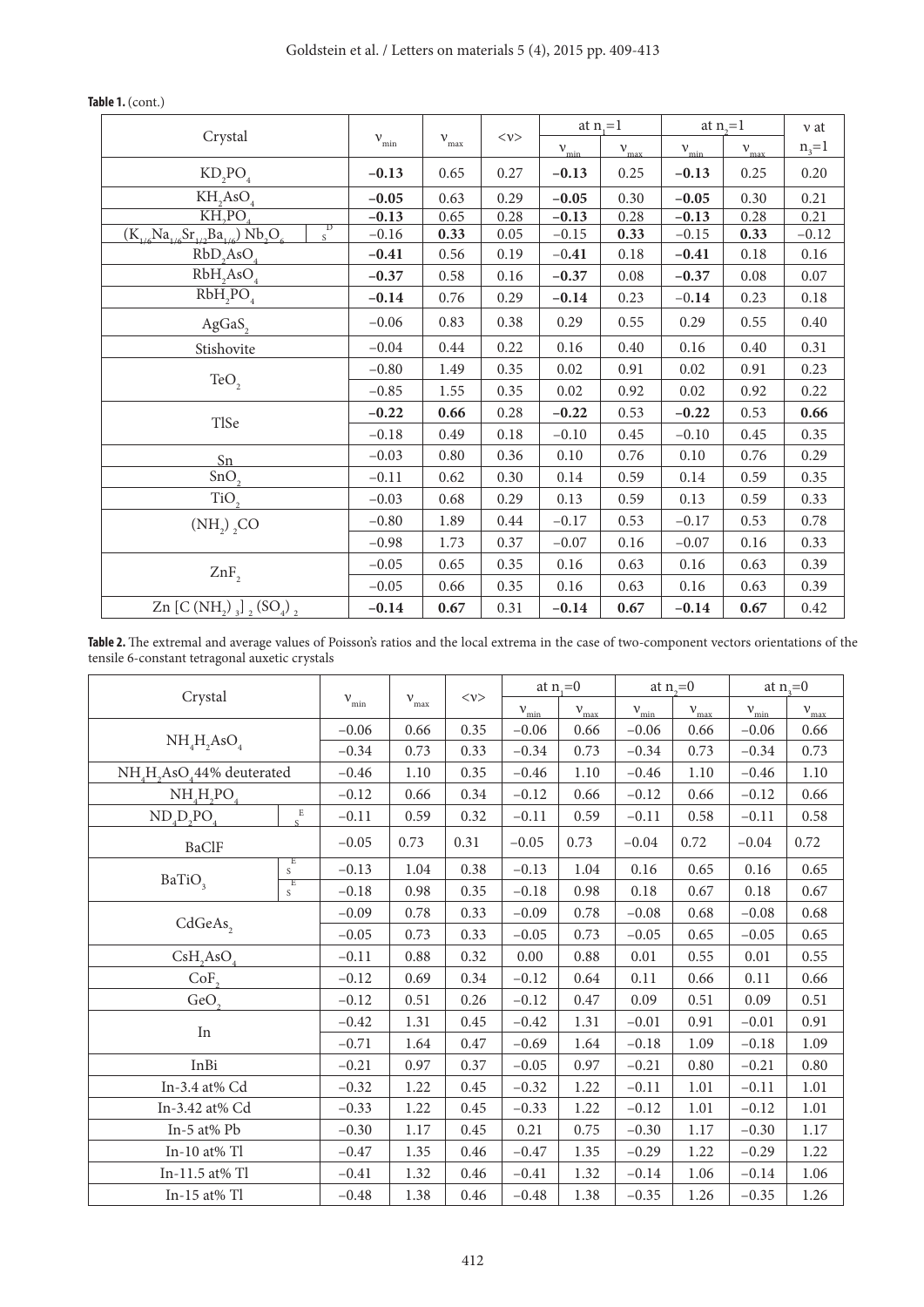**Table 1.** (cont.)

| Crystal | | $\nu_{min}$ | $\nu_{max}$ | $<\nu>$ | at $n_1=1$ | | at $n_2=1$ | | $\nu$ at |
|---|---|---|---|---|---|---|---|---|---|
| | | | | | $\nu_{min}$ | $\nu_{max}$ | $\nu_{min}$ | $\nu_{max}$ | $n_3=1$ |
| $KD_2PO_4$ | | **−0.13** | 0.65 | 0.27 | **−0.13** | 0.25 | **−0.13** | 0.25 | 0.20 |
| $KH_2AsO_4$ | | **−0.05** | 0.63 | 0.29 | **−0.05** | 0.30 | **−0.05** | 0.30 | 0.21 |
| $KH_2PO_4$ | | **−0.13** | 0.65 | 0.28 | **−0.13** | 0.28 | **−0.13** | 0.28 | 0.21 |
| $(K_{1/6}Na_{1/6}Sr_{1/2}Ba_{1/6})Nb_2O_6$ | $^{D}_{S}$ | −0.16 | **0.33** | 0.05 | −0.15 | **0.33** | −0.15 | **0.33** | −0.12 |
| $RbD_2AsO_4$ | | **−0.41** | 0.56 | 0.19 | −0.**41** | 0.18 | **−0.41** | 0.18 | 0.16 |
| $RbH_2AsO_4$ | | **−0.37** | 0.58 | 0.16 | **−0.37** | 0.08 | **−0.37** | 0.08 | 0.07 |
| $RbH_2PO_4$ | | **−0.14** | 0.76 | 0.29 | **−0.14** | 0.23 | −0.**14** | 0.23 | 0.18 |
| $AgGaS_2$ | | −0.06 | 0.83 | 0.38 | 0.29 | 0.55 | 0.29 | 0.55 | 0.40 |
| Stishovite | | −0.04 | 0.44 | 0.22 | 0.16 | 0.40 | 0.16 | 0.40 | 0.31 |
| $TeO_2$ | | −0.80 | 1.49 | 0.35 | 0.02 | 0.91 | 0.02 | 0.91 | 0.23 |
| | | −0.85 | 1.55 | 0.35 | 0.02 | 0.92 | 0.02 | 0.92 | 0.22 |
| TlSe | | **−0.22** | **0.66** | 0.28 | **−0.22** | 0.53 | **−0.22** | 0.53 | **0.66** |
| | | −0.18 | 0.49 | 0.18 | −0.10 | 0.45 | −0.10 | 0.45 | 0.35 |
| Sn | | −0.03 | 0.80 | 0.36 | 0.10 | 0.76 | 0.10 | 0.76 | 0.29 |
| $SnO_2$ | | −0.11 | 0.62 | 0.30 | 0.14 | 0.59 | 0.14 | 0.59 | 0.35 |
| $TiO_2$ | | −0.03 | 0.68 | 0.29 | 0.13 | 0.59 | 0.13 | 0.59 | 0.33 |
| $(NH_2)_2CO$ | | −0.80 | 1.89 | 0.44 | −0.17 | 0.53 | −0.17 | 0.53 | 0.78 |
| | | −0.98 | 1.73 | 0.37 | −0.07 | 0.16 | −0.07 | 0.16 | 0.33 |
| $ZnF_2$ | | −0.05 | 0.65 | 0.35 | 0.16 | 0.63 | 0.16 | 0.63 | 0.39 |
| | | −0.05 | 0.66 | 0.35 | 0.16 | 0.63 | 0.16 | 0.63 | 0.39 |
| $Zn[C(NH_2)_3]_2(SO_4)_2$ | | **−0.14** | **0.67** | 0.31 | **−0.14** | **0.67** | **−0.14** | **0.67** | 0.42 |

**Table 2.** The extremal and average values of Poisson's ratios and the local extrema in the case of two-component vectors orientations of the tensile 6-constant tetragonal auxetic crystals

| Crystal | | $\nu_{min}$ | $\nu_{max}$ | $<\nu>$ | at $n_1=0$ | | at $n_2=0$ | | at $n_3=0$ | |
|---|---|---|---|---|---|---|---|---|---|---|
| | | | | | $\nu_{min}$ | $\nu_{max}$ | $\nu_{min}$ | $\nu_{max}$ | $\nu_{min}$ | $\nu_{max}$ |
| $NH_4H_2AsO_4$ | | −0.06 | 0.66 | 0.35 | −0.06 | 0.66 | −0.06 | 0.66 | −0.06 | 0.66 |
| | | −0.34 | 0.73 | 0.33 | −0.34 | 0.73 | −0.34 | 0.73 | −0.34 | 0.73 |
| $NH_4H_2AsO_4$ 44% deuterated | | −0.46 | 1.10 | 0.35 | −0.46 | 1.10 | −0.46 | 1.10 | −0.46 | 1.10 |
| $NH_4H_2PO_4$ | | −0.12 | 0.66 | 0.34 | −0.12 | 0.66 | −0.12 | 0.66 | −0.12 | 0.66 |
| $ND_4D_2PO_4$ | $^{E}_{S}$ | −0.11 | 0.59 | 0.32 | −0.11 | 0.59 | −0.11 | 0.58 | −0.11 | 0.58 |
| BaClF | | −0.05 | 0.73 | 0.31 | −0.05 | 0.73 | −0.04 | 0.72 | −0.04 | 0.72 |
| $BaTiO_3$ | $^{E}_{S}$ | −0.13 | 1.04 | 0.38 | −0.13 | 1.04 | 0.16 | 0.65 | 0.16 | 0.65 |
| | $^{E}_{S}$ | −0.18 | 0.98 | 0.35 | −0.18 | 0.98 | 0.18 | 0.67 | 0.18 | 0.67 |
| $CdGeAs_2$ | | −0.09 | 0.78 | 0.33 | −0.09 | 0.78 | −0.08 | 0.68 | −0.08 | 0.68 |
| | | −0.05 | 0.73 | 0.33 | −0.05 | 0.73 | −0.05 | 0.65 | −0.05 | 0.65 |
| $CsH_2AsO_4$ | | −0.11 | 0.88 | 0.32 | 0.00 | 0.88 | 0.01 | 0.55 | 0.01 | 0.55 |
| $CoF_2$ | | −0.12 | 0.69 | 0.34 | −0.12 | 0.64 | 0.11 | 0.66 | 0.11 | 0.66 |
| $GeO_2$ | | −0.12 | 0.51 | 0.26 | −0.12 | 0.47 | 0.09 | 0.51 | 0.09 | 0.51 |
| In | | −0.42 | 1.31 | 0.45 | −0.42 | 1.31 | −0.01 | 0.91 | −0.01 | 0.91 |
| | | −0.71 | 1.64 | 0.47 | −0.69 | 1.64 | −0.18 | 1.09 | −0.18 | 1.09 |
| InBi | | −0.21 | 0.97 | 0.37 | −0.05 | 0.97 | −0.21 | 0.80 | −0.21 | 0.80 |
| In-3.4 at% Cd | | −0.32 | 1.22 | 0.45 | −0.32 | 1.22 | −0.11 | 1.01 | −0.11 | 1.01 |
| In-3.42 at% Cd | | −0.33 | 1.22 | 0.45 | −0.33 | 1.22 | −0.12 | 1.01 | −0.12 | 1.01 |
| In-5 at% Pb | | −0.30 | 1.17 | 0.45 | 0.21 | 0.75 | −0.30 | 1.17 | −0.30 | 1.17 |
| In-10 at% Tl | | −0.47 | 1.35 | 0.46 | −0.47 | 1.35 | −0.29 | 1.22 | −0.29 | 1.22 |
| In-11.5 at% Tl | | −0.41 | 1.32 | 0.46 | −0.41 | 1.32 | −0.14 | 1.06 | −0.14 | 1.06 |
| In-15 at% Tl | | −0.48 | 1.38 | 0.46 | −0.48 | 1.38 | −0.35 | 1.26 | −0.35 | 1.26 |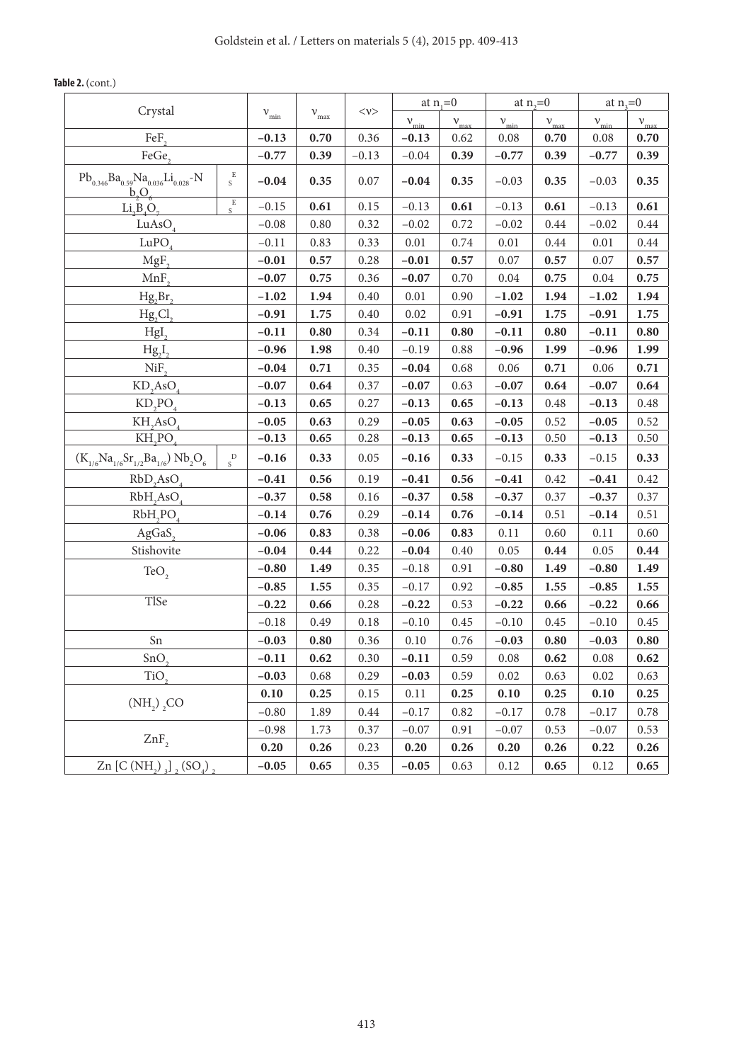**Table 2.** (cont.)

| Crystal | | $\nu_{min}$ | $\nu_{max}$ | $<\nu>$ | at $n_1$=0 | | at $n_2$=0 | | at $n_3$=0 | |
|---|---|---|---|---|---|---|---|---|---|---|
| | | | | | $\nu_{min}$ | $\nu_{max}$ | $\nu_{min}$ | $\nu_{max}$ | $\nu_{min}$ | $\nu_{max}$ |
| $FeF_2$ | | **−0.13** | **0.70** | 0.36 | **−0.13** | 0.62 | 0.08 | **0.70** | 0.08 | **0.70** |
| $FeGe_2$ | | **−0.77** | **0.39** | −0.13 | −0.04 | **0.39** | **−0.77** | **0.39** | **−0.77** | **0.39** |
| $Pb_{0.346}Ba_{0.59}Na_{0.036}Li_{0.028}$-N $b_2O_6$ | E S | **−0.04** | **0.35** | 0.07 | **−0.04** | **0.35** | −0.03 | **0.35** | −0.03 | **0.35** |
| $Li_2B_4O_7$ | E S | −0.15 | **0.61** | 0.15 | −0.13 | **0.61** | −0.13 | **0.61** | −0.13 | **0.61** |
| $LuAsO_4$ | | −0.08 | 0.80 | 0.32 | −0.02 | 0.72 | −0.02 | 0.44 | −0.02 | 0.44 |
| $LuPO_4$ | | −0.11 | 0.83 | 0.33 | 0.01 | 0.74 | 0.01 | 0.44 | 0.01 | 0.44 |
| $MgF_2$ | | **−0.01** | **0.57** | 0.28 | **−0.01** | **0.57** | 0.07 | **0.57** | 0.07 | **0.57** |
| $MnF_2$ | | **−0.07** | **0.75** | 0.36 | **−0.07** | 0.70 | 0.04 | **0.75** | 0.04 | **0.75** |
| $Hg_2Br_2$ | | **−1.02** | **1.94** | 0.40 | 0.01 | 0.90 | **−1.02** | **1.94** | **−1.02** | **1.94** |
| $Hg_2Cl_2$ | | **−0.91** | **1.75** | 0.40 | 0.02 | 0.91 | **−0.91** | **1.75** | **−0.91** | **1.75** |
| $HgI_2$ | | **−0.11** | **0.80** | 0.34 | **−0.11** | **0.80** | **−0.11** | **0.80** | **−0.11** | **0.80** |
| $Hg_2I_2$ | | **−0.96** | **1.98** | 0.40 | −0.19 | 0.88 | **−0.96** | **1.99** | **−0.96** | **1.99** |
| $NiF_2$ | | **−0.04** | **0.71** | 0.35 | **−0.04** | 0.68 | 0.06 | **0.71** | 0.06 | **0.71** |
| $KD_2AsO_4$ | | **−0.07** | **0.64** | 0.37 | **−0.07** | 0.63 | **−0.07** | **0.64** | **−0.07** | **0.64** |
| $KD_2PO_4$ | | **−0.13** | **0.65** | 0.27 | **−0.13** | **0.65** | **−0.13** | 0.48 | **−0.13** | 0.48 |
| $KH_2AsO_4$ | | **−0.05** | **0.63** | 0.29 | **−0.05** | **0.63** | **−0.05** | 0.52 | **−0.05** | 0.52 |
| $KH_2PO_4$ | | **−0.13** | **0.65** | 0.28 | **−0.13** | **0.65** | **−0.13** | 0.50 | **−0.13** | 0.50 |
| $(K_{1/6}Na_{1/6}Sr_{1/2}Ba_{1/6})\ Nb_2O_6$ | D S | **−0.16** | **0.33** | 0.05 | **−0.16** | **0.33** | −0.15 | **0.33** | −0.15 | **0.33** |
| $RbD_2AsO_4$ | | **−0.41** | **0.56** | 0.19 | **−0.41** | **0.56** | **−0.41** | 0.42 | **−0.41** | 0.42 |
| $RbH_2AsO_4$ | | **−0.37** | **0.58** | 0.16 | **−0.37** | **0.58** | **−0.37** | 0.37 | **−0.37** | 0.37 |
| $RbH_2PO_4$ | | **−0.14** | **0.76** | 0.29 | **−0.14** | **0.76** | **−0.14** | 0.51 | **−0.14** | 0.51 |
| $AgGaS_2$ | | **−0.06** | **0.83** | 0.38 | **−0.06** | **0.83** | 0.11 | 0.60 | 0.11 | 0.60 |
| Stishovite | | **−0.04** | **0.44** | 0.22 | **−0.04** | 0.40 | 0.05 | **0.44** | 0.05 | **0.44** |
| $TeO_2$ | | **−0.80** | **1.49** | 0.35 | −0.18 | 0.91 | **−0.80** | **1.49** | **−0.80** | **1.49** |
| | | **−0.85** | **1.55** | 0.35 | −0.17 | 0.92 | **−0.85** | **1.55** | **−0.85** | **1.55** |
| TlSe | | **−0.22** | **0.66** | 0.28 | **−0.22** | 0.53 | **−0.22** | **0.66** | **−0.22** | **0.66** |
| | | −0.18 | 0.49 | 0.18 | −0.10 | 0.45 | −0.10 | 0.45 | −0.10 | 0.45 |
| Sn | | **−0.03** | **0.80** | 0.36 | 0.10 | 0.76 | **−0.03** | **0.80** | **−0.03** | **0.80** |
| $SnO_2$ | | **−0.11** | **0.62** | 0.30 | **−0.11** | 0.59 | 0.08 | **0.62** | 0.08 | **0.62** |
| $TiO_2$ | | **−0.03** | 0.68 | 0.29 | **−0.03** | 0.59 | 0.02 | 0.63 | 0.02 | 0.63 |
| $(NH_2)_2CO$ | | **0.10** | **0.25** | 0.15 | 0.11 | **0.25** | **0.10** | **0.25** | **0.10** | **0.25** |
| | | −0.80 | 1.89 | 0.44 | −0.17 | 0.82 | −0.17 | 0.78 | −0.17 | 0.78 |
| $ZnF_2$ | | −0.98 | 1.73 | 0.37 | −0.07 | 0.91 | −0.07 | 0.53 | −0.07 | 0.53 |
| | | **0.20** | **0.26** | 0.23 | **0.20** | **0.26** | **0.20** | **0.26** | **0.22** | **0.26** |
| $Zn\ [C\ (NH_2)_3]_2\ (SO_4)_2$ | | **−0.05** | **0.65** | 0.35 | **−0.05** | 0.63 | 0.12 | **0.65** | 0.12 | **0.65** |